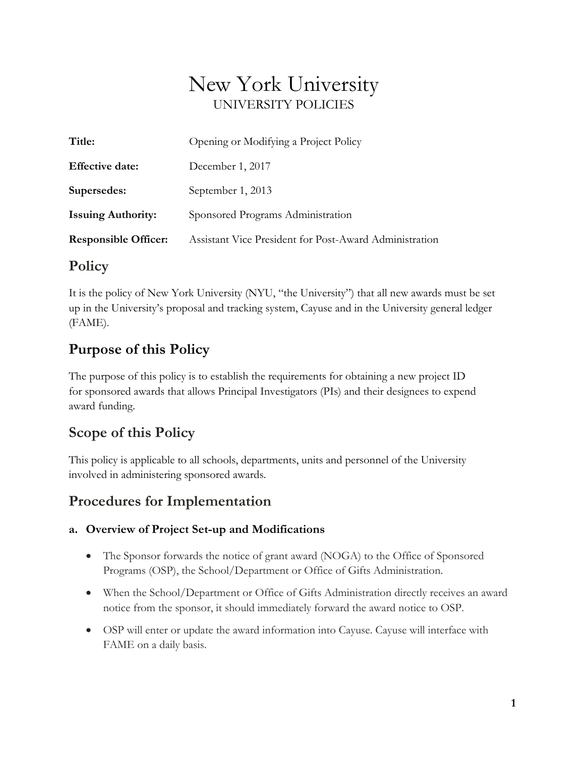# New York University

UNIVERSITY POLICIES

| | |
|---|---|
| **Title:** | Opening or Modifying a Project Policy |
| **Effective date:** | December 1, 2017 |
| **Supersedes:** | September 1, 2013 |
| **Issuing Authority:** | Sponsored Programs Administration |
| **Responsible Officer:** | Assistant Vice President for Post-Award Administration |

## Policy

It is the policy of New York University (NYU, "the University") that all new awards must be set up in the University's proposal and tracking system, Cayuse and in the University general ledger (FAME).

## Purpose of this Policy

The purpose of this policy is to establish the requirements for obtaining a new project ID for sponsored awards that allows Principal Investigators (PIs) and their designees to expend award funding.

## Scope of this Policy

This policy is applicable to all schools, departments, units and personnel of the University involved in administering sponsored awards.

## Procedures for Implementation

### a. Overview of Project Set-up and Modifications

- The Sponsor forwards the notice of grant award (NOGA) to the Office of Sponsored Programs (OSP), the School/Department or Office of Gifts Administration.
- When the School/Department or Office of Gifts Administration directly receives an award notice from the sponsor, it should immediately forward the award notice to OSP.
- OSP will enter or update the award information into Cayuse. Cayuse will interface with FAME on a daily basis.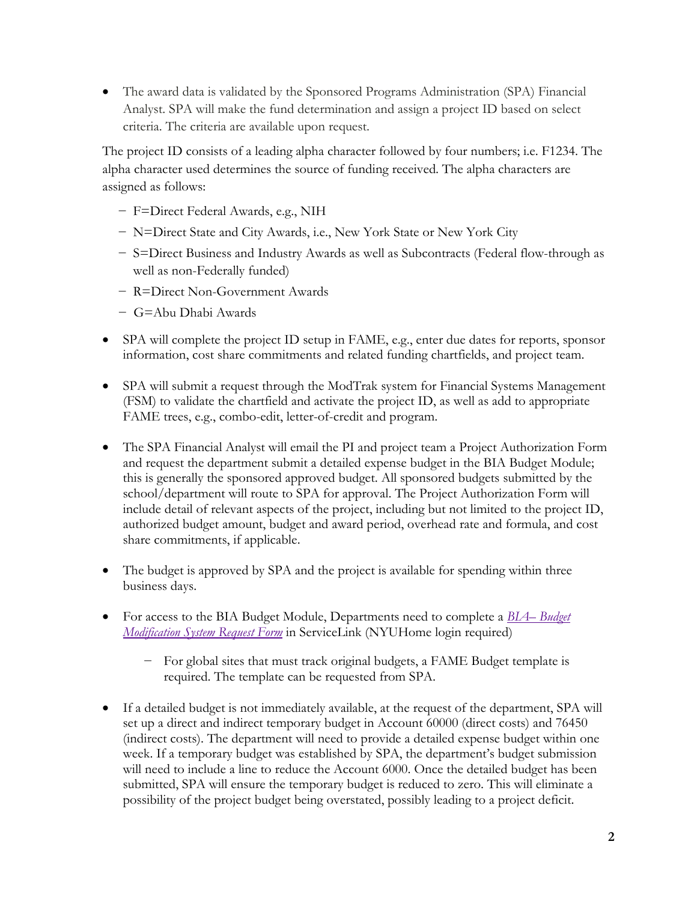- The award data is validated by the Sponsored Programs Administration (SPA) Financial Analyst. SPA will make the fund determination and assign a project ID based on select criteria. The criteria are available upon request.

The project ID consists of a leading alpha character followed by four numbers; i.e. F1234. The alpha character used determines the source of funding received. The alpha characters are assigned as follows:

- F=Direct Federal Awards, e.g., NIH
- N=Direct State and City Awards, i.e., New York State or New York City
- S=Direct Business and Industry Awards as well as Subcontracts (Federal flow-through as well as non-Federally funded)
- R=Direct Non-Government Awards
- G=Abu Dhabi Awards

- SPA will complete the project ID setup in FAME, e.g., enter due dates for reports, sponsor information, cost share commitments and related funding chartfields, and project team.

- SPA will submit a request through the ModTrak system for Financial Systems Management (FSM) to validate the chartfield and activate the project ID, as well as add to appropriate FAME trees, e.g., combo-edit, letter-of-credit and program.

- The SPA Financial Analyst will email the PI and project team a Project Authorization Form and request the department submit a detailed expense budget in the BIA Budget Module; this is generally the sponsored approved budget. All sponsored budgets submitted by the school/department will route to SPA for approval. The Project Authorization Form will include detail of relevant aspects of the project, including but not limited to the project ID, authorized budget amount, budget and award period, overhead rate and formula, and cost share commitments, if applicable.

- The budget is approved by SPA and the project is available for spending within three business days.

- For access to the BIA Budget Module, Departments need to complete a *BIA– Budget Modification System Request Form* in ServiceLink (NYUHome login required)
  - For global sites that must track original budgets, a FAME Budget template is required. The template can be requested from SPA.

- If a detailed budget is not immediately available, at the request of the department, SPA will set up a direct and indirect temporary budget in Account 60000 (direct costs) and 76450 (indirect costs). The department will need to provide a detailed expense budget within one week. If a temporary budget was established by SPA, the department's budget submission will need to include a line to reduce the Account 6000. Once the detailed budget has been submitted, SPA will ensure the temporary budget is reduced to zero. This will eliminate a possibility of the project budget being overstated, possibly leading to a project deficit.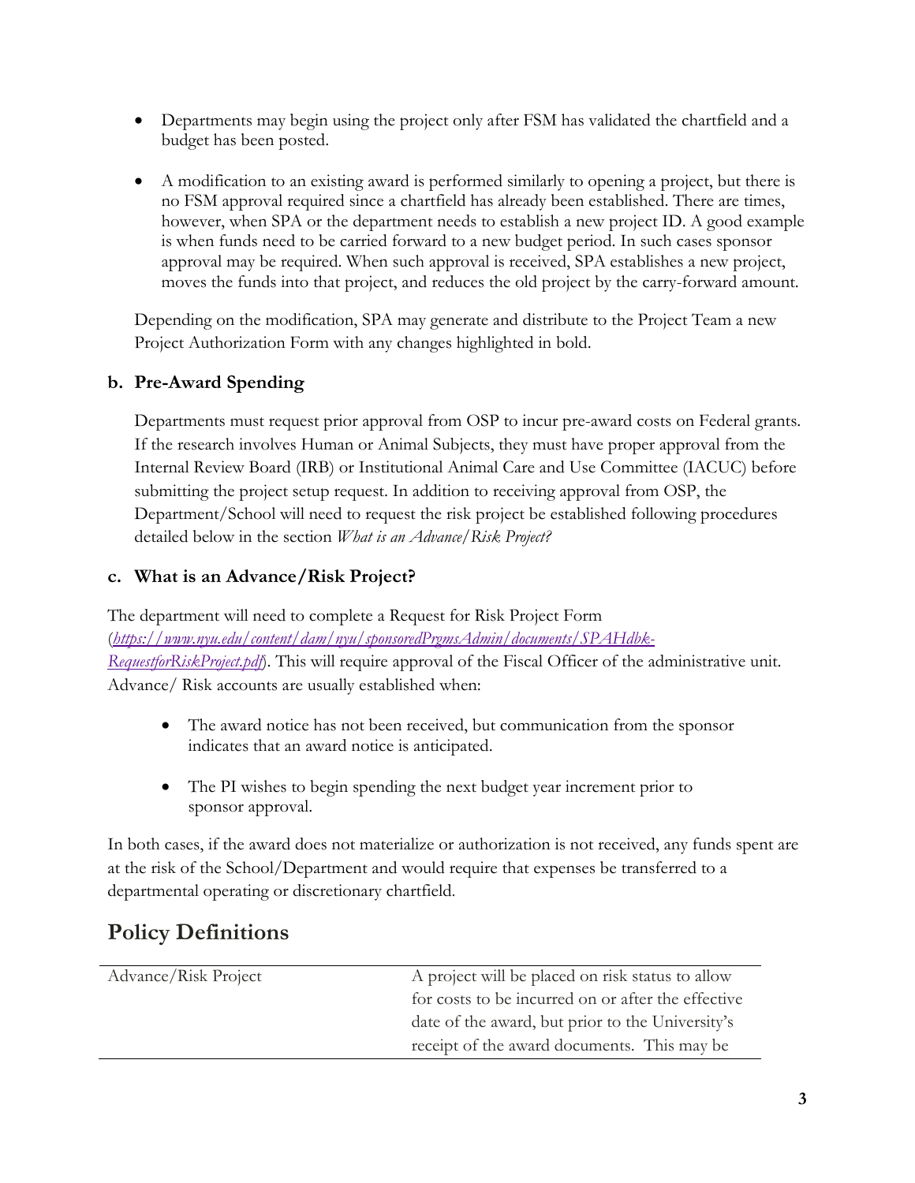- Departments may begin using the project only after FSM has validated the chartfield and a budget has been posted.

- A modification to an existing award is performed similarly to opening a project, but there is no FSM approval required since a chartfield has already been established. There are times, however, when SPA or the department needs to establish a new project ID. A good example is when funds need to be carried forward to a new budget period. In such cases sponsor approval may be required. When such approval is received, SPA establishes a new project, moves the funds into that project, and reduces the old project by the carry-forward amount.

Depending on the modification, SPA may generate and distribute to the Project Team a new Project Authorization Form with any changes highlighted in bold.

### b. Pre-Award Spending

Departments must request prior approval from OSP to incur pre-award costs on Federal grants. If the research involves Human or Animal Subjects, they must have proper approval from the Internal Review Board (IRB) or Institutional Animal Care and Use Committee (IACUC) before submitting the project setup request. In addition to receiving approval from OSP, the Department/School will need to request the risk project be established following procedures detailed below in the section *What is an Advance/Risk Project?*

### c. What is an Advance/Risk Project?

The department will need to complete a Request for Risk Project Form ([https://www.nyu.edu/content/dam/nyu/sponsoredPrgmsAdmin/documents/SPAHdbk-RequestforRiskProject.pdf](https://www.nyu.edu/content/dam/nyu/sponsoredPrgmsAdmin/documents/SPAHdbk-RequestforRiskProject.pdf)). This will require approval of the Fiscal Officer of the administrative unit. Advance/ Risk accounts are usually established when:

- The award notice has not been received, but communication from the sponsor indicates that an award notice is anticipated.

- The PI wishes to begin spending the next budget year increment prior to sponsor approval.

In both cases, if the award does not materialize or authorization is not received, any funds spent are at the risk of the School/Department and would require that expenses be transferred to a departmental operating or discretionary chartfield.

## Policy Definitions

| | |
|---|---|
| Advance/Risk Project | A project will be placed on risk status to allow for costs to be incurred on or after the effective date of the award, but prior to the University's receipt of the award documents. This may be |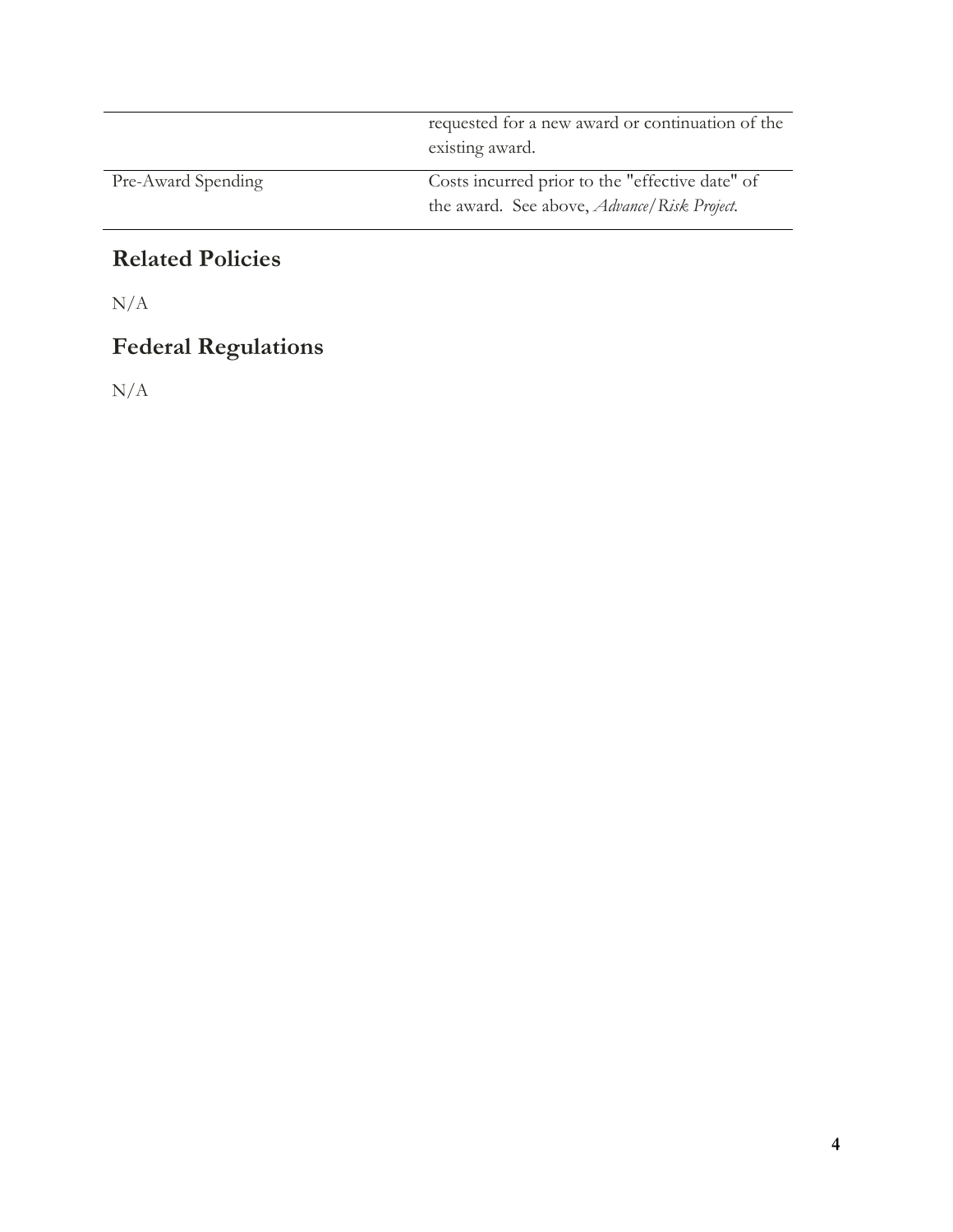| | |
|---|---|
| | requested for a new award or continuation of the existing award. |
| Pre-Award Spending | Costs incurred prior to the "effective date" of the award. See above, *Advance/Risk Project.* |

## Related Policies

N/A

## Federal Regulations

N/A